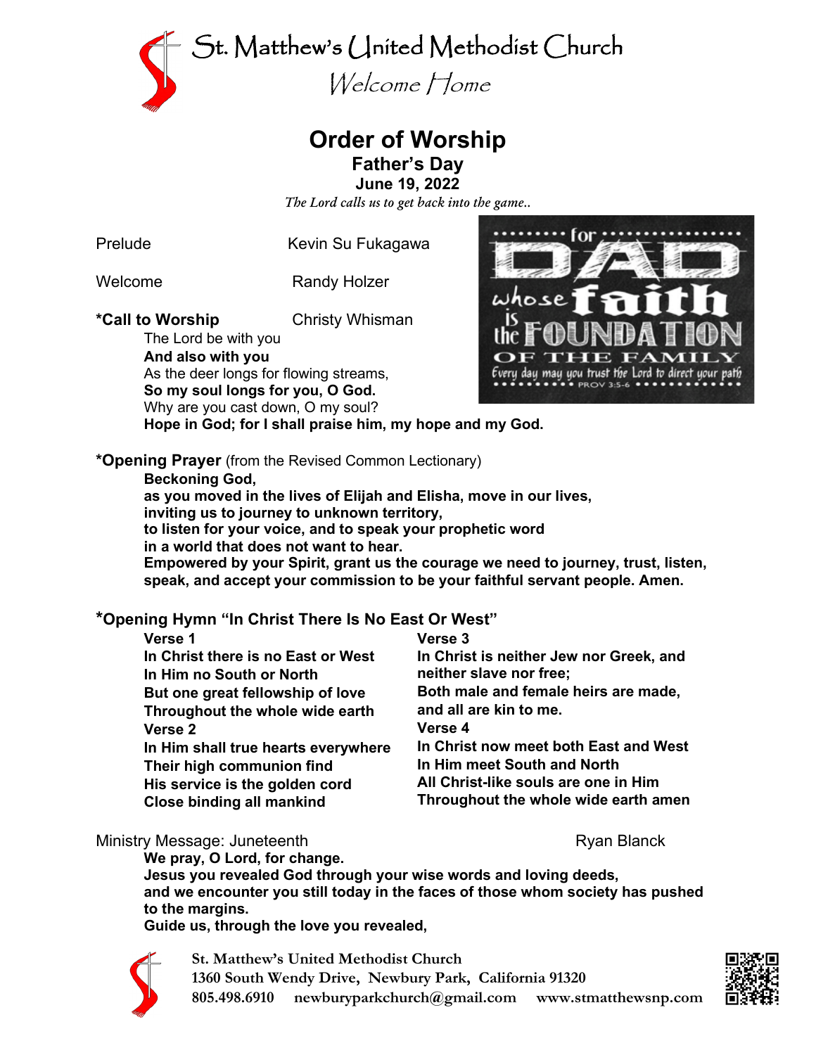# St. Matthew's United Methodist Church

*Welcome Home*

## Order of Worship

### Father's Day

**June 19, 2022**

*The Lord calls us to get back into the game..*

Prelude — Kevin Su Fukagawa

Welcome — Randy Holzer

**\*Call to Worship** — Christy Whisman

The Lord be with you
**And also with you**
As the deer longs for flowing streams,
**So my soul longs for you, O God.**
Why are you cast down, O my soul?
**Hope in God; for I shall praise him, my hope and my God.**

for DAD whose faith is the FOUNDATION OF THE FAMILY
Every day may you trust the Lord to direct your path
PROV 3:5-6

**\*Opening Prayer** (from the Revised Common Lectionary)

**Beckoning God,**
**as you moved in the lives of Elijah and Elisha, move in our lives,**
**inviting us to journey to unknown territory,**
**to listen for your voice, and to speak your prophetic word**
**in a world that does not want to hear.**
**Empowered by your Spirit, grant us the courage we need to journey, trust, listen, speak, and accept your commission to be your faithful servant people. Amen.**

**\*Opening Hymn "In Christ There Is No East Or West"**

**Verse 1**
**In Christ there is no East or West**
**In Him no South or North**
**But one great fellowship of love**
**Throughout the whole wide earth**

**Verse 2**
**In Him shall true hearts everywhere**
**Their high communion find**
**His service is the golden cord**
**Close binding all mankind**

**Verse 3**
**In Christ is neither Jew nor Greek, and neither slave nor free;**
**Both male and female heirs are made, and all are kin to me.**

**Verse 4**
**In Christ now meet both East and West**
**In Him meet South and North**
**All Christ-like souls are one in Him**
**Throughout the whole wide earth amen**

Ministry Message: Juneteenth — Ryan Blanck

**We pray, O Lord, for change.**
**Jesus you revealed God through your wise words and loving deeds,**
**and we encounter you still today in the faces of those whom society has pushed to the margins.**
**Guide us, through the love you revealed,**

St. Matthew's United Methodist Church
1360 South Wendy Drive, Newbury Park, California 91320
805.498.6910 newburyparkchurch@gmail.com www.stmatthewsnp.com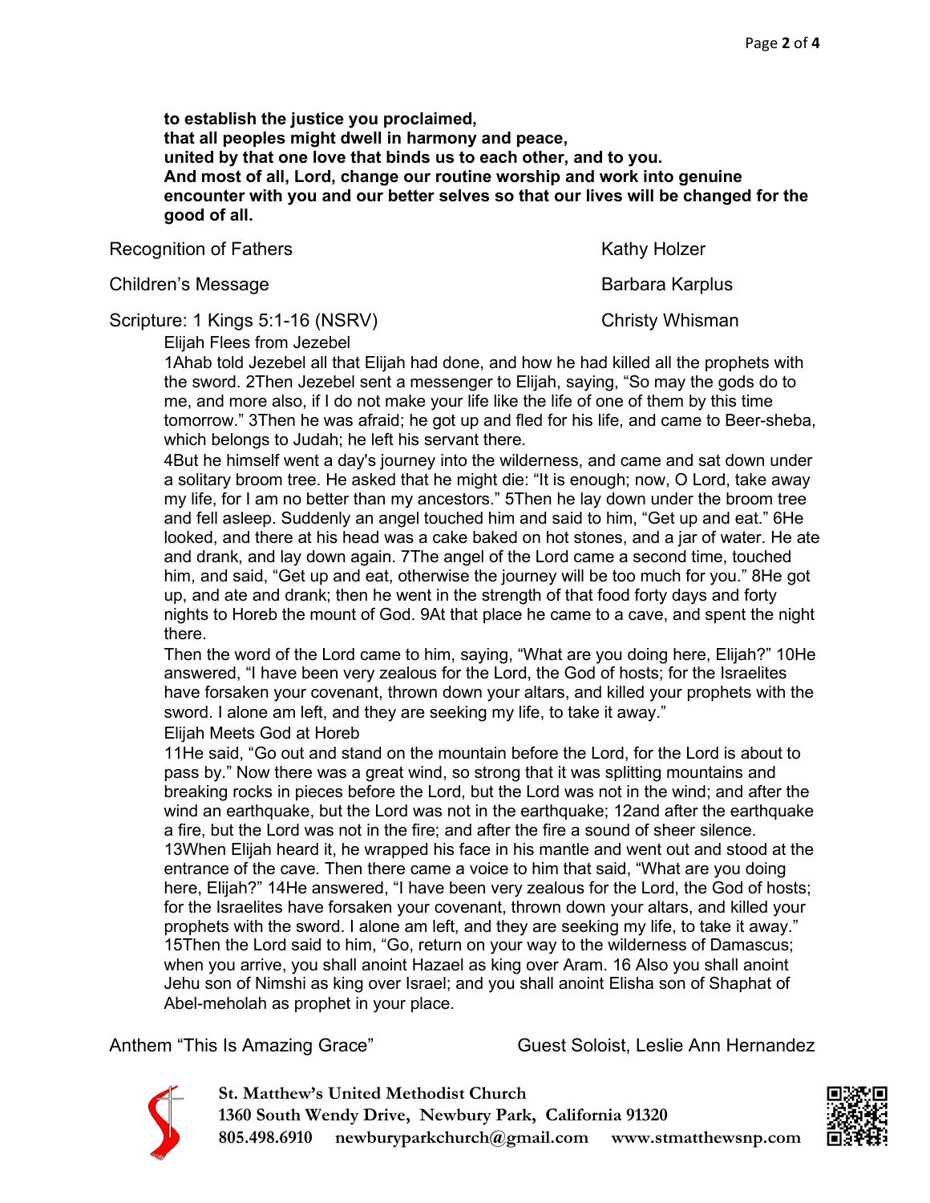**to establish the justice you proclaimed,**
**that all peoples might dwell in harmony and peace,**
**united by that one love that binds us to each other, and to you.**
**And most of all, Lord, change our routine worship and work into genuine encounter with you and our better selves so that our lives will be changed for the good of all.**

Recognition of Fathers — Kathy Holzer

Children's Message — Barbara Karplus

Scripture: 1 Kings 5:1-16 (NSRV) — Christy Whisman

Elijah Flees from Jezebel

1Ahab told Jezebel all that Elijah had done, and how he had killed all the prophets with the sword. 2Then Jezebel sent a messenger to Elijah, saying, "So may the gods do to me, and more also, if I do not make your life like the life of one of them by this time tomorrow." 3Then he was afraid; he got up and fled for his life, and came to Beer-sheba, which belongs to Judah; he left his servant there.

4But he himself went a day's journey into the wilderness, and came and sat down under a solitary broom tree. He asked that he might die: "It is enough; now, O Lord, take away my life, for I am no better than my ancestors." 5Then he lay down under the broom tree and fell asleep. Suddenly an angel touched him and said to him, "Get up and eat." 6He looked, and there at his head was a cake baked on hot stones, and a jar of water. He ate and drank, and lay down again. 7The angel of the Lord came a second time, touched him, and said, "Get up and eat, otherwise the journey will be too much for you." 8He got up, and ate and drank; then he went in the strength of that food forty days and forty nights to Horeb the mount of God. 9At that place he came to a cave, and spent the night there.

Then the word of the Lord came to him, saying, "What are you doing here, Elijah?" 10He answered, "I have been very zealous for the Lord, the God of hosts; for the Israelites have forsaken your covenant, thrown down your altars, and killed your prophets with the sword. I alone am left, and they are seeking my life, to take it away."

Elijah Meets God at Horeb

11He said, "Go out and stand on the mountain before the Lord, for the Lord is about to pass by." Now there was a great wind, so strong that it was splitting mountains and breaking rocks in pieces before the Lord, but the Lord was not in the wind; and after the wind an earthquake, but the Lord was not in the earthquake; 12and after the earthquake a fire, but the Lord was not in the fire; and after the fire a sound of sheer silence.

13When Elijah heard it, he wrapped his face in his mantle and went out and stood at the entrance of the cave. Then there came a voice to him that said, "What are you doing here, Elijah?" 14He answered, "I have been very zealous for the Lord, the God of hosts; for the Israelites have forsaken your covenant, thrown down your altars, and killed your prophets with the sword. I alone am left, and they are seeking my life, to take it away."

15Then the Lord said to him, "Go, return on your way to the wilderness of Damascus; when you arrive, you shall anoint Hazael as king over Aram. 16 Also you shall anoint Jehu son of Nimshi as king over Israel; and you shall anoint Elisha son of Shaphat of Abel-meholah as prophet in your place.

Anthem "This Is Amazing Grace" — Guest Soloist, Leslie Ann Hernandez

**St. Matthew's United Methodist Church**
**1360 South Wendy Drive, Newbury Park, California 91320**
**805.498.6910 newburyparkchurch@gmail.com www.stmatthewsnp.com**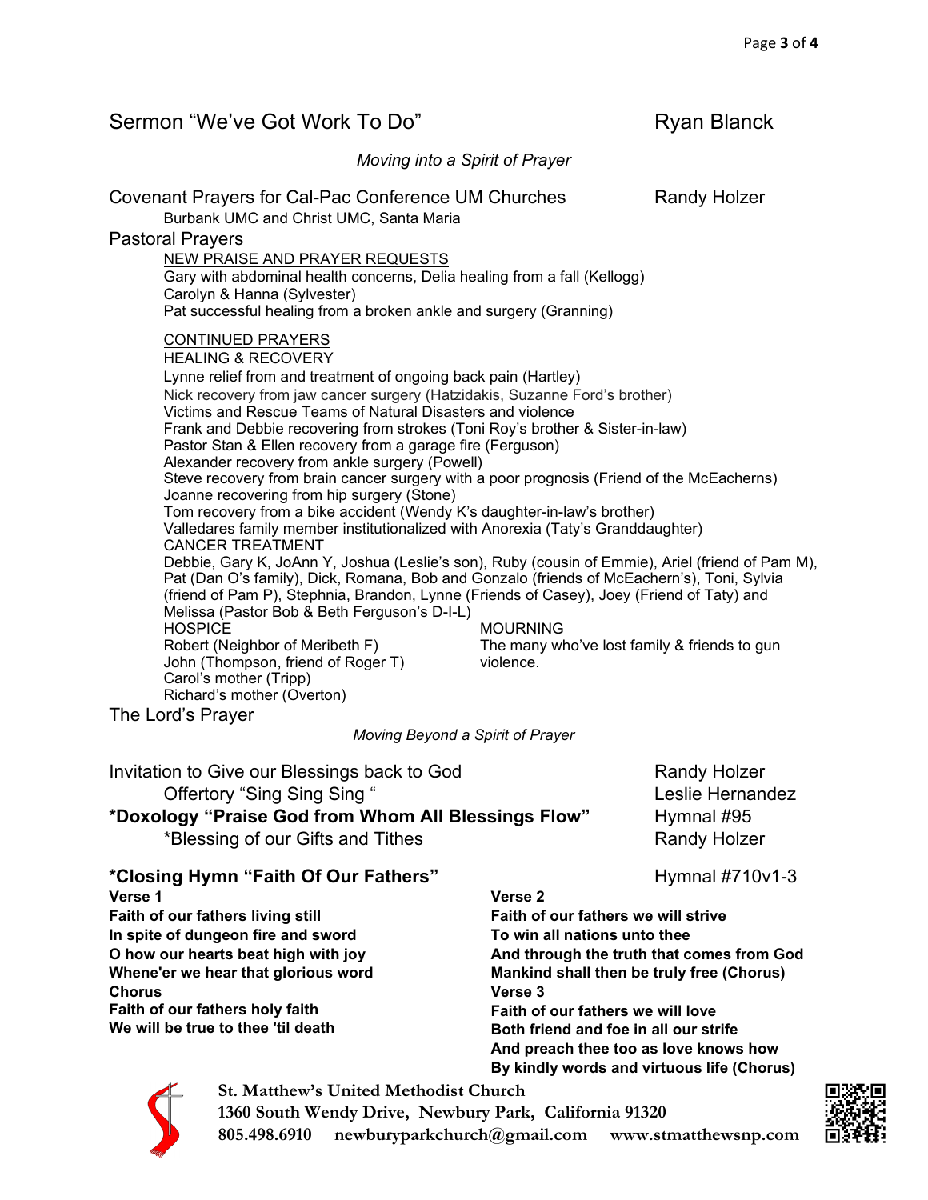Sermon "We've Got Work To Do" Ryan Blanck

*Moving into a Spirit of Prayer*

Covenant Prayers for Cal-Pac Conference UM Churches Randy Holzer

Burbank UMC and Christ UMC, Santa Maria

Pastoral Prayers

NEW PRAISE AND PRAYER REQUESTS

Gary with abdominal health concerns, Delia healing from a fall (Kellogg)
Carolyn & Hanna (Sylvester)
Pat successful healing from a broken ankle and surgery (Granning)

CONTINUED PRAYERS

HEALING & RECOVERY

Lynne relief from and treatment of ongoing back pain (Hartley)
Nick recovery from jaw cancer surgery (Hatzidakis, Suzanne Ford's brother)
Victims and Rescue Teams of Natural Disasters and violence
Frank and Debbie recovering from strokes (Toni Roy's brother & Sister-in-law)
Pastor Stan & Ellen recovery from a garage fire (Ferguson)
Alexander recovery from ankle surgery (Powell)
Steve recovery from brain cancer surgery with a poor prognosis (Friend of the McEacherns)
Joanne recovering from hip surgery (Stone)
Tom recovery from a bike accident (Wendy K's daughter-in-law's brother)
Valledares family member institutionalized with Anorexia (Taty's Granddaughter)

CANCER TREATMENT

Debbie, Gary K, JoAnn Y, Joshua (Leslie's son), Ruby (cousin of Emmie), Ariel (friend of Pam M), Pat (Dan O's family), Dick, Romana, Bob and Gonzalo (friends of McEachern's), Toni, Sylvia (friend of Pam P), Stephnia, Brandon, Lynne (Friends of Casey), Joey (Friend of Taty) and Melissa (Pastor Bob & Beth Ferguson's D-I-L)

HOSPICE

Robert (Neighbor of Meribeth F)
John (Thompson, friend of Roger T)
Carol's mother (Tripp)
Richard's mother (Overton)

MOURNING

The many who've lost family & friends to gun violence.

The Lord's Prayer

*Moving Beyond a Spirit of Prayer*

Invitation to Give our Blessings back to God Randy Holzer

Offertory "Sing Sing Sing " Leslie Hernandez

**\*Doxology "Praise God from Whom All Blessings Flow"** Hymnal #95

\*Blessing of our Gifts and Tithes Randy Holzer

**\*Closing Hymn "Faith Of Our Fathers"** Hymnal #710v1-3

**Verse 1**
**Faith of our fathers living still**
**In spite of dungeon fire and sword**
**O how our hearts beat high with joy**
**Whene'er we hear that glorious word**
**Chorus**
**Faith of our fathers holy faith**
**We will be true to thee 'til death**

**Verse 2**
**Faith of our fathers we will strive**
**To win all nations unto thee**
**And through the truth that comes from God**
**Mankind shall then be truly free (Chorus)**
**Verse 3**
**Faith of our fathers we will love**
**Both friend and foe in all our strife**
**And preach thee too as love knows how**
**By kindly words and virtuous life (Chorus)**

**St. Matthew's United Methodist Church**
**1360 South Wendy Drive, Newbury Park, California 91320**
**805.498.6910 newburyparkchurch@gmail.com www.stmatthewsnp.com**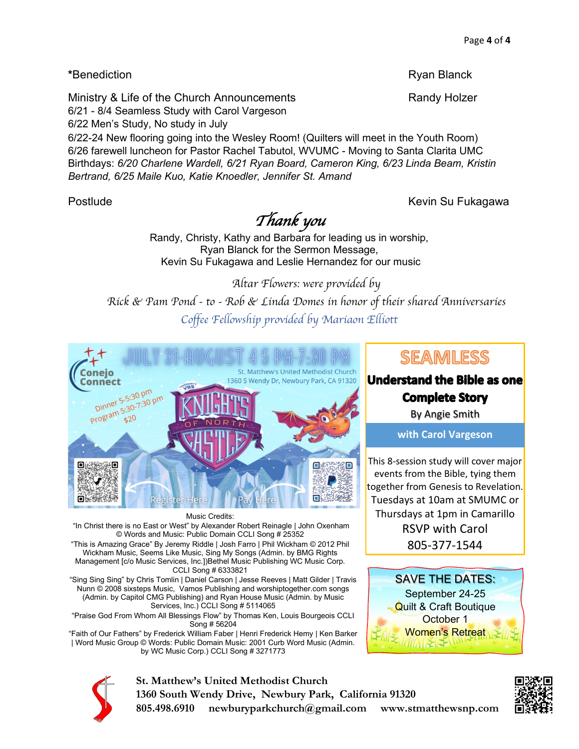*Benediction — Ryan Blanck

Ministry & Life of the Church Announcements — Randy Holzer

6/21 - 8/4 Seamless Study with Carol Vargeson
6/22 Men's Study, No study in July
6/22-24 New flooring going into the Wesley Room! (Quilters will meet in the Youth Room)
6/26 farewell luncheon for Pastor Rachel Tabutol, WVUMC - Moving to Santa Clarita UMC
Birthdays: *6/20 Charlene Wardell, 6/21 Ryan Board, Cameron King, 6/23 Linda Beam, Kristin Bertrand, 6/25 Maile Kuo, Katie Knoedler, Jennifer St. Amand*

Postlude — Kevin Su Fukagawa

## *Thank you*

Randy, Christy, Kathy and Barbara for leading us in worship,
Ryan Blanck for the Sermon Message,
Kevin Su Fukagawa and Leslie Hernandez for our music

*Altar Flowers: were provided by*
*Rick & Pam Pond - to - Rob & Linda Domes in honor of their shared Anniversaries*
*Coffee Fellowship provided by Mariaon Elliott*

JULY 31-AUGUST 4 5 PM-7:30 PM
Conejo Connect
St. Matthew's United Methodist Church
1360 S Wendy Dr, Newbury Park, CA 91320
Dinner 5-5:30 pm
Program 5:30-7:30 pm
$20
VBS
KNIGHTS OF NORTH CASTLE
Register Here
Pay Here

## SEAMLESS

**Understand the Bible as one Complete Story**

By Angie Smith

**with Carol Vargeson**

This 8-session study will cover major events from the Bible, tying them together from Genesis to Revelation. Tuesdays at 10am at SMUMC or Thursdays at 1pm in Camarillo
RSVP with Carol
805-377-1544

Music Credits:
"In Christ there is no East or West" by Alexander Robert Reinagle | John Oxenham © Words and Music: Public Domain CCLI Song # 25352
"This is Amazing Grace" By Jeremy Riddle | Josh Farro | Phil Wickham © 2012 Phil Wickham Music, Seems Like Music, Sing My Songs (Admin. by BMG Rights Management [c/o Music Services, Inc.])Bethel Music Publishing WC Music Corp. CCLI Song # 6333821
"Sing Sing Sing" by Chris Tomlin | Daniel Carson | Jesse Reeves | Matt Gilder | Travis Nunn © 2008 sixsteps Music, Vamos Publishing and worshiptogether.com songs (Admin. by Capitol CMG Publishing) and Ryan House Music (Admin. by Music Services, Inc.) CCLI Song # 5114065
"Praise God From Whom All Blessings Flow" by Thomas Ken, Louis Bourgeois CCLI Song # 56204
"Faith of Our Fathers" by Frederick William Faber | Henri Frederick Hemy | Ken Barker | Word Music Group © Words: Public Domain Music: 2001 Curb Word Music (Admin. by WC Music Corp.) CCLI Song # 3271773

### SAVE THE DATES:

September 24-25
Quilt & Craft Boutique
October 1
Women's Retreat

**St. Matthew's United Methodist Church**
**1360 South Wendy Drive, Newbury Park, California 91320**
**805.498.6910 newburyparkchurch@gmail.com www.stmatthewsnp.com**